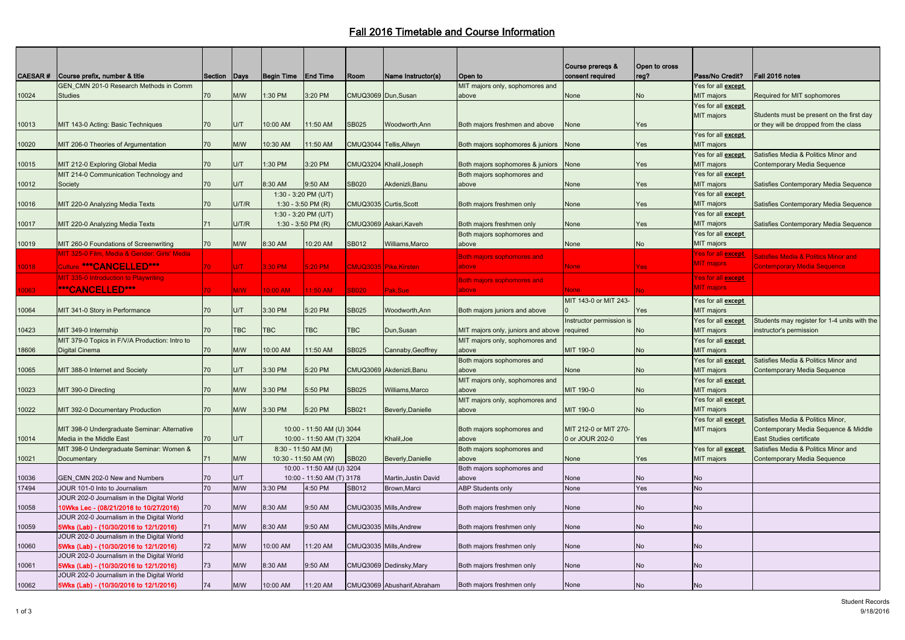# Fall 2016 Timetable and Course Information

| CAESAR # | Course prefix, number & title | Section | Days | Begin Time | End Time | Room | Name Instructor(s) | Open to | Course prereqs & consent required | Open to cross reg? | Pass/No Credit? | Fall 2016 notes |
|---|---|---|---|---|---|---|---|---|---|---|---|---|
| 10024 | GEN_CMN 201-0 Research Methods in Comm Studies | 70 | M/W | 1:30 PM | 3:20 PM | CMUQ3069 | Dun,Susan | MIT majors only, sophomores and above | None | No | Yes for all **except** MIT majors | Required for MIT sophomores |
| 10013 | MIT 143-0 Acting: Basic Techniques | 70 | U/T | 10:00 AM | 11:50 AM | SB025 | Woodworth,Ann | Both majors freshmen and above | None | Yes | Yes for all **except** MIT majors | Students must be present on the first day or they will be dropped from the class |
| 10020 | MIT 206-0 Theories of Argumentation | 70 | M/W | 10:30 AM | 11:50 AM | CMUQ3044 | Tellis,Allwyn | Both majors sophomores & juniors | None | Yes | Yes for all **except** MIT majors | |
| 10015 | MIT 212-0 Exploring Global Media | 70 | U/T | 1:30 PM | 3:20 PM | CMUQ3204 | Khalil,Joseph | Both majors sophomores & juniors | None | Yes | Yes for all **except** MIT majors | Satisfies Media & Politics Minor and Contemporary Media Sequence |
| 10012 | MIT 214-0 Communication Technology and Society | 70 | U/T | 8:30 AM | 9:50 AM | SB020 | Akdenizli,Banu | Both majors sophomores and above | None | Yes | Yes for all **except** MIT majors | Satisfies Contemporary Media Sequence |
| 10016 | MIT 220-0 Analyzing Media Texts | 70 | U/T/R | 1:30 - 3:20 PM (U/T) 1:30 - 3:50 PM (R) | | CMUQ3035 | Curtis,Scott | Both majors freshmen only | None | Yes | Yes for all **except** MIT majors | Satisfies Contemporary Media Sequence |
| 10017 | MIT 220-0 Analyzing Media Texts | 71 | U/T/R | 1:30 - 3:20 PM (U/T) 1:30 - 3:50 PM (R) | | CMUQ3069 | Askari,Kaveh | Both majors freshmen only | None | Yes | Yes for all **except** MIT majors | Satisfies Contemporary Media Sequence |
| 10019 | MIT 260-0 Foundations of Screenwriting | 70 | M/W | 8:30 AM | 10:20 AM | SB012 | Williams,Marco | Both majors sophomores and above | None | No | Yes for all **except** MIT majors | |
| 10018 | MIT 325-0 Film, Media & Gender: Girls' Media Culture \*\*\*CANCELLED\*\*\* | 70 | U/T | 3:30 PM | 5:20 PM | CMUQ3035 | Pike,Kirsten | Both majors sophomores and above | None | Yes | Yes for all **except** MIT majors | Satisfies Media & Politics Minor and Contemporary Media Sequence |
| 10063 | MIT 335-0 Introduction to Playwriting \*\*\*CANCELLED\*\*\* | 70 | M/W | 10:00 AM | 11:50 AM | SB020 | Pak,Sue | Both majors sophomores and above | None | No | Yes for all **except** MIT majors | |
| 10064 | MIT 341-0 Story in Performance | 70 | U/T | 3:30 PM | 5:20 PM | SB025 | Woodworth,Ann | Both majors juniors and above | MIT 143-0 or MIT 243-0 | Yes | Yes for all **except** MIT majors | |
| 10423 | MIT 349-0 Internship | 70 | TBC | TBC | TBC | TBC | Dun,Susan | MIT majors only, juniors and above | Instructor permission is required | No | Yes for all **except** MIT majors | Students may register for 1-4 units with the instructor's permission |
| 18606 | MIT 379-0 Topics in F/V/A Production: Intro to Digital Cinema | 70 | M/W | 10:00 AM | 11:50 AM | SB025 | Cannaby,Geoffrey | MIT majors only, sophomores and above | MIT 190-0 | No | Yes for all **except** MIT majors | |
| 10065 | MIT 388-0 Internet and Society | 70 | U/T | 3:30 PM | 5:20 PM | CMUQ3069 | Akdenizli,Banu | Both majors sophomores and above | None | No | Yes for all **except** MIT majors | Satisfies Media & Politics Minor and Contemporary Media Sequence |
| 10023 | MIT 390-0 Directing | 70 | M/W | 3:30 PM | 5:50 PM | SB025 | Williams,Marco | MIT majors only, sophomores and above | MIT 190-0 | No | Yes for all **except** MIT majors | |
| 10022 | MIT 392-0 Documentary Production | 70 | M/W | 3:30 PM | 5:20 PM | SB021 | Beverly,Danielle | MIT majors only, sophomores and above | MIT 190-0 | No | Yes for all **except** MIT majors | |
| 10014 | MIT 398-0 Undergraduate Seminar: Alternative Media in the Middle East | 70 | U/T | 10:00 - 11:50 AM (U) 3044 10:00 - 11:50 AM (T) 3204 | | | Khalil,Joe | Both majors sophomores and above | MIT 212-0 or MIT 270-0 or JOUR 202-0 | Yes | Yes for all **except** MIT majors | Satisfies Media & Politics Minor, Contemporary Media Sequence & Middle East Studies certificate |
| 10021 | MIT 398-0 Undergraduate Seminar: Women & Documentary | 71 | M/W | 8:30 - 11:50 AM (M) 10:30 - 11:50 AM (W) | | SB020 | Beverly,Danielle | Both majors sophomores and above | None | Yes | Yes for all **except** MIT majors | Satisfies Media & Politics Minor and Contemporary Media Sequence |
| 10036 | GEN_CMN 202-0 New and Numbers | 70 | U/T | 10:00 - 11:50 AM (U) 3204 10:00 - 11:50 AM (T) 3178 | | | Martin,Justin David | Both majors sophomores and above | None | No | No | |
| 17494 | JOUR 101-0 Into to Journalism | 70 | M/W | 3:30 PM | 4:50 PM | SB012 | Brown,Marci | ABP Students only | None | Yes | No | |
| 10058 | JOUR 202-0 Journalism in the Digital World 10Wks Lec - (08/21/2016 to 10/27/2016) | 70 | M/W | 8:30 AM | 9:50 AM | CMUQ3035 | Mills,Andrew | Both majors freshmen only | None | No | No | |
| 10059 | JOUR 202-0 Journalism in the Digital World 5Wks (Lab) - (10/30/2016 to 12/1/2016) | 71 | M/W | 8:30 AM | 9:50 AM | CMUQ3035 | Mills,Andrew | Both majors freshmen only | None | No | No | |
| 10060 | JOUR 202-0 Journalism in the Digital World 5Wks (Lab) - (10/30/2016 to 12/1/2016) | 72 | M/W | 10:00 AM | 11:20 AM | CMUQ3035 | Mills,Andrew | Both majors freshmen only | None | No | No | |
| 10061 | JOUR 202-0 Journalism in the Digital World 5Wks (Lab) - (10/30/2016 to 12/1/2016) | 73 | M/W | 8:30 AM | 9:50 AM | CMUQ3069 | Dedinsky,Mary | Both majors freshmen only | None | No | No | |
| 10062 | JOUR 202-0 Journalism in the Digital World 5Wks (Lab) - (10/30/2016 to 12/1/2016) | 74 | M/W | 10:00 AM | 11:20 AM | CMUQ3069 | Abusharif,Abraham | Both majors freshmen only | None | No | No | |

Student Records
9/18/2016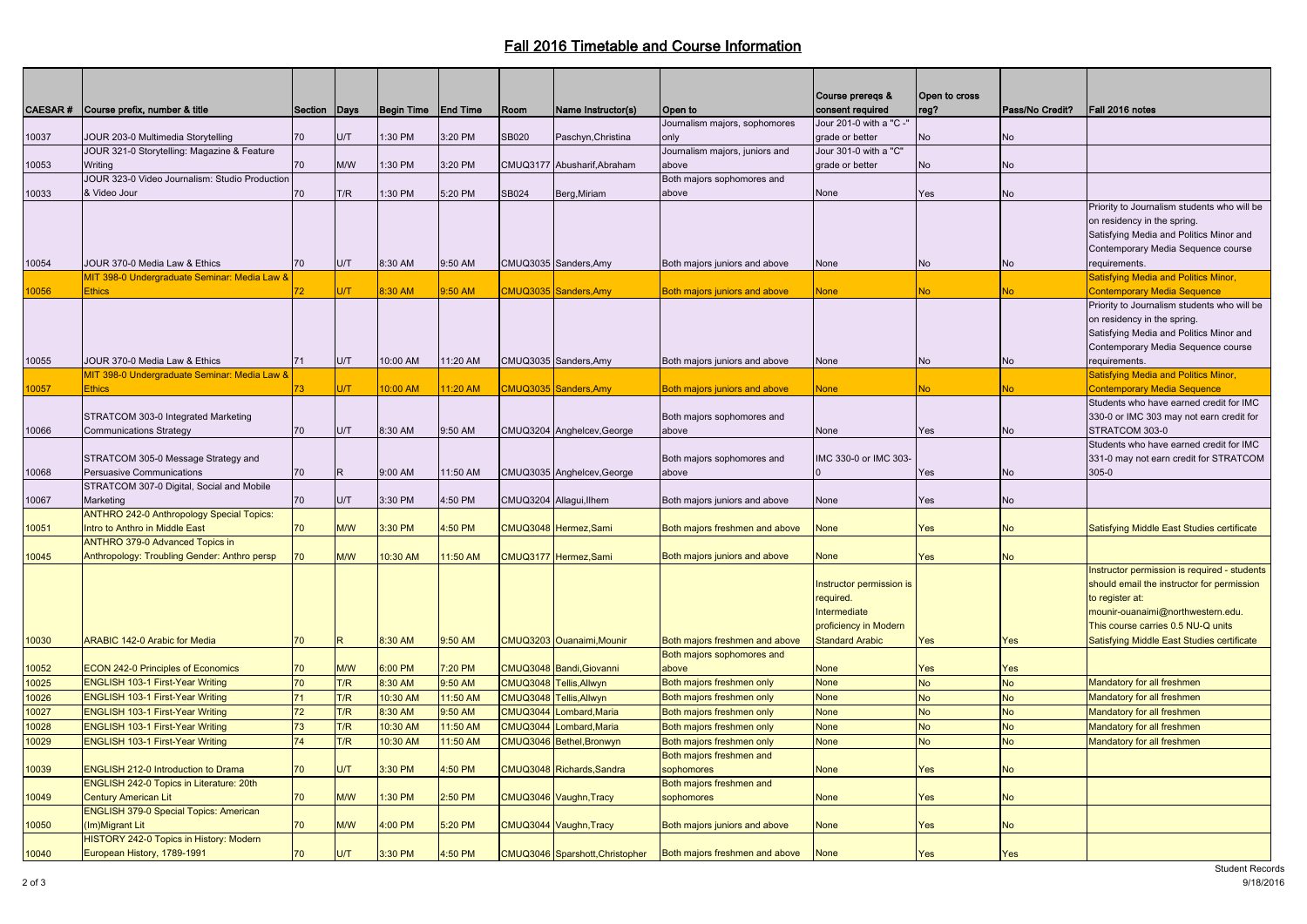# Fall 2016 Timetable and Course Information

| CAESAR # | Course prefix, number & title | Section | Days | Begin Time | End Time | Room | Name Instructor(s) | Open to | Course prereqs & consent required | Open to cross reg? | Pass/No Credit? | Fall 2016 notes |
|---|---|---|---|---|---|---|---|---|---|---|---|---|
| 10037 | JOUR 203-0 Multimedia Storytelling | 70 | U/T | 1:30 PM | 3:20 PM | SB020 | Paschyn,Christina | Journalism majors, sophomores only | Jour 201-0 with a "C -" grade or better | No | No | |
| 10053 | JOUR 321-0 Storytelling: Magazine & Feature Writing | 70 | M/W | 1:30 PM | 3:20 PM | CMUQ3177 | Abusharif,Abraham | Journalism majors, juniors and above | Jour 301-0 with a "C" grade or better | No | No | |
| 10033 | JOUR 323-0 Video Journalism: Studio Production & Video Jour | 70 | T/R | 1:30 PM | 5:20 PM | SB024 | Berg,Miriam | Both majors sophomores and above | None | Yes | No | |
| 10054 | JOUR 370-0 Media Law & Ethics | 70 | U/T | 8:30 AM | 9:50 AM | CMUQ3035 | Sanders,Amy | Both majors juniors and above | None | No | No | Priority to Journalism students who will be on residency in the spring. Satisfying Media and Politics Minor and Contemporary Media Sequence course requirements. |
| 10056 | MIT 398-0 Undergraduate Seminar: Media Law & Ethics | 72 | U/T | 8:30 AM | 9:50 AM | CMUQ3035 | Sanders,Amy | Both majors juniors and above | None | No | No | Satisfying Media and Politics Minor, Contemporary Media Sequence |
| 10055 | JOUR 370-0 Media Law & Ethics | 71 | U/T | 10:00 AM | 11:20 AM | CMUQ3035 | Sanders,Amy | Both majors juniors and above | None | No | No | Priority to Journalism students who will be on residency in the spring. Satisfying Media and Politics Minor and Contemporary Media Sequence course requirements. |
| 10057 | MIT 398-0 Undergraduate Seminar: Media Law & Ethics | 73 | U/T | 10:00 AM | 11:20 AM | CMUQ3035 | Sanders,Amy | Both majors juniors and above | None | No | No | Satisfying Media and Politics Minor, Contemporary Media Sequence |
| 10066 | STRATCOM 303-0 Integrated Marketing Communications Strategy | 70 | U/T | 8:30 AM | 9:50 AM | CMUQ3204 | Anghelcev,George | Both majors sophomores and above | None | Yes | No | Students who have earned credit for IMC 330-0 or IMC 303 may not earn credit for STRATCOM 303-0 |
| 10068 | STRATCOM 305-0 Message Strategy and Persuasive Communications | 70 | R | 9:00 AM | 11:50 AM | CMUQ3035 | Anghelcev,George | Both majors sophomores and above | IMC 330-0 or IMC 303-0 | Yes | No | Students who have earned credit for IMC 331-0 may not earn credit for STRATCOM 305-0 |
| 10067 | STRATCOM 307-0 Digital, Social and Mobile Marketing | 70 | U/T | 3:30 PM | 4:50 PM | CMUQ3204 | Allagui,Ilhem | Both majors juniors and above | None | Yes | No | |
| 10051 | ANTHRO 242-0 Anthropology Special Topics: Intro to Anthro in Middle East | 70 | M/W | 3:30 PM | 4:50 PM | CMUQ3048 | Hermez,Sami | Both majors freshmen and above | None | Yes | No | Satisfying Middle East Studies certificate |
| 10045 | ANTHRO 379-0 Advanced Topics in Anthropology: Troubling Gender: Anthro persp | 70 | M/W | 10:30 AM | 11:50 AM | CMUQ3177 | Hermez,Sami | Both majors juniors and above | None | Yes | No | |
| 10030 | ARABIC 142-0 Arabic for Media | 70 | R | 8:30 AM | 9:50 AM | CMUQ3203 | Ouanaimi,Mounir | Both majors freshmen and above | Instructor permission is required. Intermediate proficiency in Modern Standard Arabic | Yes | Yes | Instructor permission is required - students should email the instructor for permission to register at: mounir-ouanaimi@northwestern.edu. This course carries 0.5 NU-Q units Satisfying Middle East Studies certificate |
| 10052 | ECON 242-0 Principles of Economics | 70 | M/W | 6:00 PM | 7:20 PM | CMUQ3048 | Bandi,Giovanni | Both majors sophomores and above | None | Yes | Yes | |
| 10025 | ENGLISH 103-1 First-Year Writing | 70 | T/R | 8:30 AM | 9:50 AM | CMUQ3048 | Tellis,Allwyn | Both majors freshmen only | None | No | No | Mandatory for all freshmen |
| 10026 | ENGLISH 103-1 First-Year Writing | 71 | T/R | 10:30 AM | 11:50 AM | CMUQ3048 | Tellis,Allwyn | Both majors freshmen only | None | No | No | Mandatory for all freshmen |
| 10027 | ENGLISH 103-1 First-Year Writing | 72 | T/R | 8:30 AM | 9:50 AM | CMUQ3044 | Lombard,Maria | Both majors freshmen only | None | No | No | Mandatory for all freshmen |
| 10028 | ENGLISH 103-1 First-Year Writing | 73 | T/R | 10:30 AM | 11:50 AM | CMUQ3044 | Lombard,Maria | Both majors freshmen only | None | No | No | Mandatory for all freshmen |
| 10029 | ENGLISH 103-1 First-Year Writing | 74 | T/R | 10:30 AM | 11:50 AM | CMUQ3046 | Bethel,Bronwyn | Both majors freshmen only | None | No | No | Mandatory for all freshmen |
| 10039 | ENGLISH 212-0 Introduction to Drama | 70 | U/T | 3:30 PM | 4:50 PM | CMUQ3048 | Richards,Sandra | Both majors freshmen and sophomores | None | Yes | No | |
| 10049 | ENGLISH 242-0 Topics in Literature: 20th Century American Lit | 70 | M/W | 1:30 PM | 2:50 PM | CMUQ3046 | Vaughn,Tracy | Both majors freshmen and sophomores | None | Yes | No | |
| 10050 | ENGLISH 379-0 Special Topics: American (Im)Migrant Lit | 70 | M/W | 4:00 PM | 5:20 PM | CMUQ3044 | Vaughn,Tracy | Both majors juniors and above | None | Yes | No | |
| 10040 | HISTORY 242-0 Topics in History: Modern European History, 1789-1991 | 70 | U/T | 3:30 PM | 4:50 PM | CMUQ3046 | Sparshott,Christopher | Both majors freshmen and above | None | Yes | Yes | |

Student Records
9/18/2016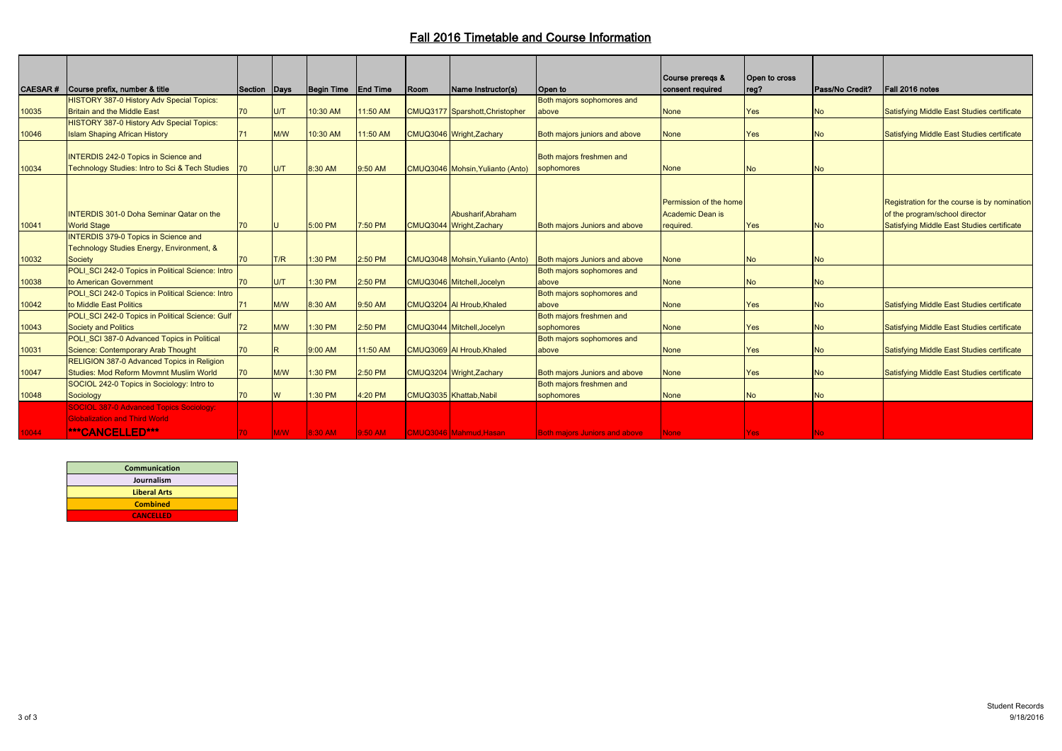# Fall 2016 Timetable and Course Information

| CAESAR # | Course prefix, number & title | Section | Days | Begin Time | End Time | Room | Name Instructor(s) | Open to | Course prereqs & consent required | Open to cross reg? | Pass/No Credit? | Fall 2016 notes |
|---|---|---|---|---|---|---|---|---|---|---|---|---|
| 10035 | HISTORY 387-0 History Adv Special Topics: Britain and the Middle East | 70 | U/T | 10:30 AM | 11:50 AM | CMUQ3177 | Sparshott,Christopher | Both majors sophomores and above | None | Yes | No | Satisfying Middle East Studies certificate |
| 10046 | HISTORY 387-0 History Adv Special Topics: Islam Shaping African History | 71 | M/W | 10:30 AM | 11:50 AM | CMUQ3046 | Wright,Zachary | Both majors juniors and above | None | Yes | No | Satisfying Middle East Studies certificate |
| 10034 | INTERDIS 242-0 Topics in Science and Technology Studies: Intro to Sci & Tech Studies | 70 | U/T | 8:30 AM | 9:50 AM | CMUQ3046 | Mohsin,Yulianto (Anto) | Both majors freshmen and sophomores | None | No | No | |
| 10041 | INTERDIS 301-0 Doha Seminar Qatar on the World Stage | 70 | U | 5:00 PM | 7:50 PM | CMUQ3044 | Abusharif,Abraham Wright,Zachary | Both majors Juniors and above | Permission of the home Academic Dean is required. | Yes | No | Registration for the course is by nomination of the program/school director Satisfying Middle East Studies certificate |
| 10032 | INTERDIS 379-0 Topics in Science and Technology Studies Energy, Environment, & Society | 70 | T/R | 1:30 PM | 2:50 PM | CMUQ3048 | Mohsin,Yulianto (Anto) | Both majors Juniors and above | None | No | No | |
| 10038 | POLI_SCI 242-0 Topics in Political Science: Intro to American Government | 70 | U/T | 1:30 PM | 2:50 PM | CMUQ3046 | Mitchell,Jocelyn | Both majors sophomores and above | None | No | No | |
| 10042 | POLI_SCI 242-0 Topics in Political Science: Intro to Middle East Politics | 71 | M/W | 8:30 AM | 9:50 AM | CMUQ3204 | Al Hroub,Khaled | Both majors sophomores and above | None | Yes | No | Satisfying Middle East Studies certificate |
| 10043 | POLI_SCI 242-0 Topics in Political Science: Gulf Society and Politics | 72 | M/W | 1:30 PM | 2:50 PM | CMUQ3044 | Mitchell,Jocelyn | Both majors freshmen and sophomores | None | Yes | No | Satisfying Middle East Studies certificate |
| 10031 | POLI_SCI 387-0 Advanced Topics in Political Science: Contemporary Arab Thought | 70 | R | 9:00 AM | 11:50 AM | CMUQ3069 | Al Hroub,Khaled | Both majors sophomores and above | None | Yes | No | Satisfying Middle East Studies certificate |
| 10047 | RELIGION 387-0 Advanced Topics in Religion Studies: Mod Reform Movmnt Muslim World | 70 | M/W | 1:30 PM | 2:50 PM | CMUQ3204 | Wright,Zachary | Both majors Juniors and above | None | Yes | No | Satisfying Middle East Studies certificate |
| 10048 | SOCIOL 242-0 Topics in Sociology: Intro to Sociology | 70 | W | 1:30 PM | 4:20 PM | CMUQ3035 | Khattab,Nabil | Both majors freshmen and sophomores | None | No | No | |
| 10044 | SOCIOL 387-0 Advanced Topics Sociology: Globalization and Third World ***CANCELLED*** | 70 | M/W | 8:30 AM | 9:50 AM | CMUQ3046 | Mahmud,Hasan | Both majors Juniors and above | None | Yes | No | |

| Legend |
|---|
| Communication |
| Journalism |
| Liberal Arts |
| Combined |
| CANCELLED |

Student Records
9/18/2016